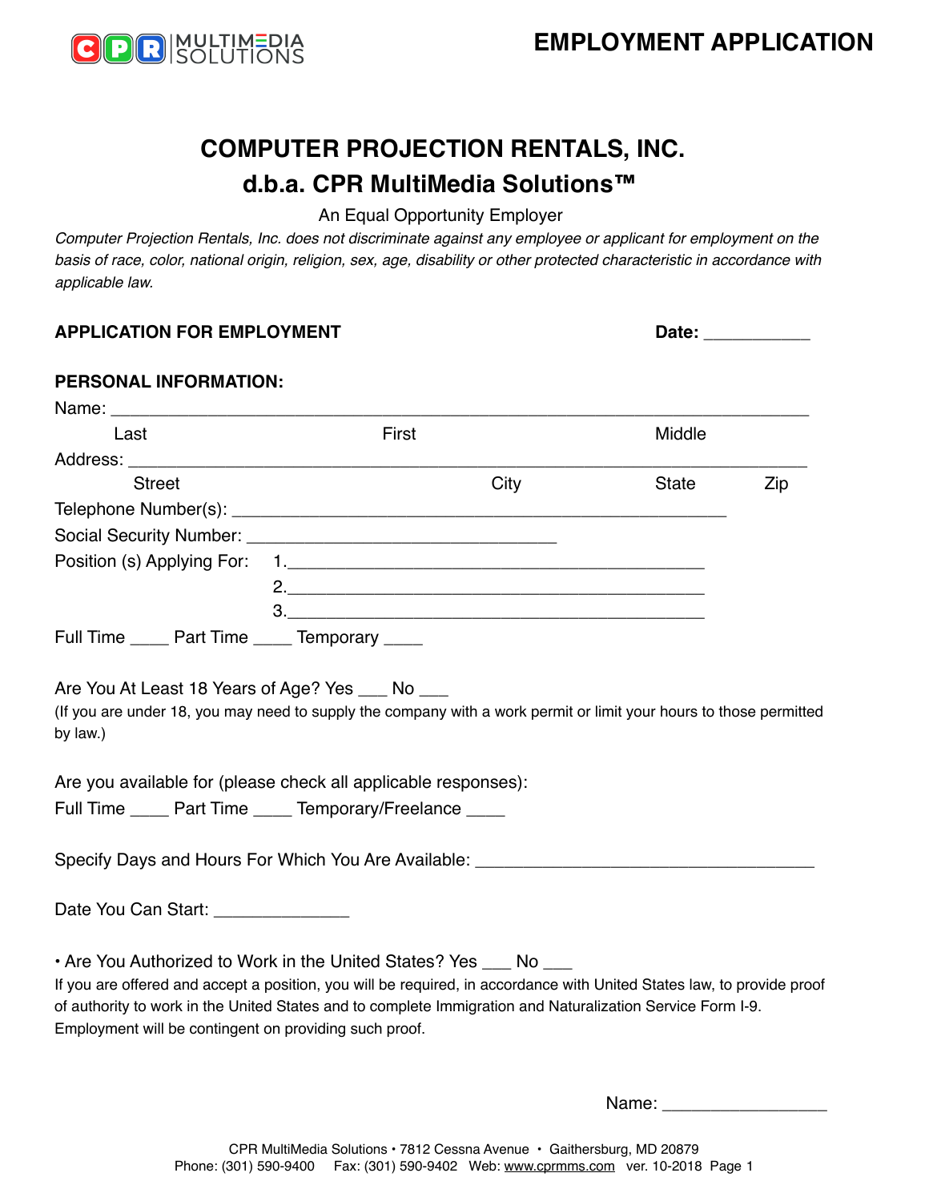# EMPLOYMENT APPLICATION

## COMPUTER PROJECTION RENTALS, INC.
## d.b.a. CPR MultiMedia Solutions™

An Equal Opportunity Employer

*Computer Projection Rentals, Inc. does not discriminate against any employee or applicant for employment on the basis of race, color, national origin, religion, sex, age, disability or other protected characteristic in accordance with applicable law.*

**APPLICATION FOR EMPLOYMENT** **Date:** ___________

**PERSONAL INFORMATION:**

Name: ___________________________________________________________________________
Last First Middle

Address: _________________________________________________________________________
Street City State Zip

Telephone Number(s): _______________________________________________________

Social Security Number: __________________________________

Position (s) Applying For: 1.____________________________________________
2.____________________________________________
3.____________________________________________

Full Time ____ Part Time ____ Temporary ____

Are You At Least 18 Years of Age? Yes ___ No ___
(If you are under 18, you may need to supply the company with a work permit or limit your hours to those permitted by law.)

Are you available for (please check all applicable responses):
Full Time ____ Part Time ____ Temporary/Freelance ____

Specify Days and Hours For Which You Are Available: _____________________________________

Date You Can Start: ______________

• Are You Authorized to Work in the United States? Yes ___ No ___
If you are offered and accept a position, you will be required, in accordance with United States law, to provide proof of authority to work in the United States and to complete Immigration and Naturalization Service Form I-9. Employment will be contingent on providing such proof.

Name: _________________

CPR MultiMedia Solutions • 7812 Cessna Avenue • Gaithersburg, MD 20879
Phone: (301) 590-9400 Fax: (301) 590-9402 Web: www.cprmms.com ver. 10-2018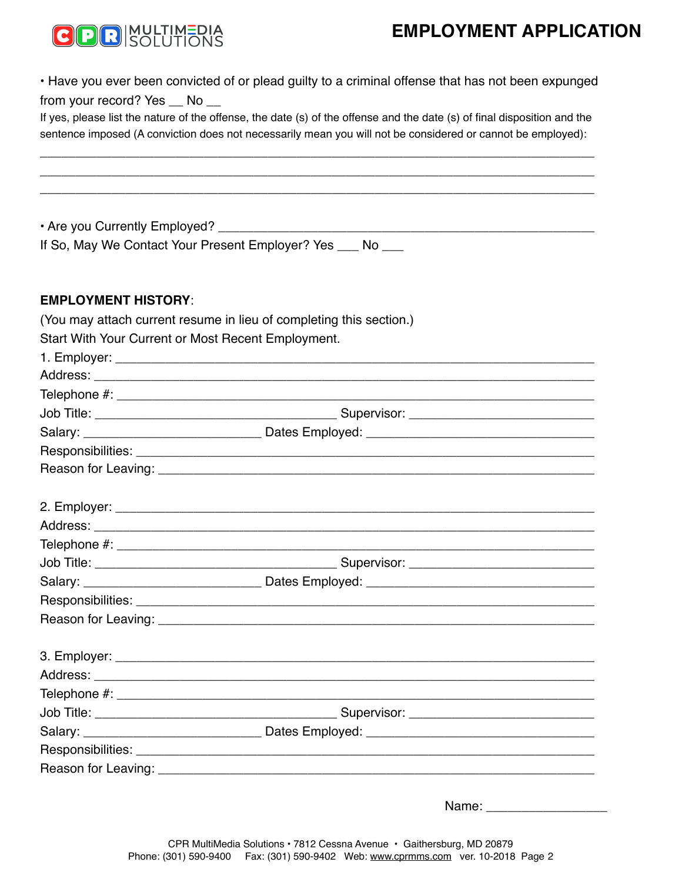# EMPLOYMENT APPLICATION

• Have you ever been convicted of or plead guilty to a criminal offense that has not been expunged from your record? Yes __ No __

If yes, please list the nature of the offense, the date (s) of the offense and the date (s) of final disposition and the sentence imposed (A conviction does not necessarily mean you will not be considered or cannot be employed):

_______________________________________________________________________________

_______________________________________________________________________________

_______________________________________________________________________________

• Are you Currently Employed? ______________________________________________

If So, May We Contact Your Present Employer? Yes ___ No ___

**EMPLOYMENT HISTORY**:

(You may attach current resume in lieu of completing this section.)

Start With Your Current or Most Recent Employment.

1. Employer: ___________________________________________________________

Address: _____________________________________________________________

Telephone #: __________________________________________________________

Job Title: _______________________________ Supervisor: _________________________

Salary: _____________________ Dates Employed: ______________________________

Responsibilities: ________________________________________________________

Reason for Leaving: _____________________________________________________

2. Employer: ___________________________________________________________

Address: _____________________________________________________________

Telephone #: __________________________________________________________

Job Title: _______________________________ Supervisor: _________________________

Salary: _____________________ Dates Employed: ______________________________

Responsibilities: ________________________________________________________

Reason for Leaving: _____________________________________________________

3. Employer: ___________________________________________________________

Address: _____________________________________________________________

Telephone #: __________________________________________________________

Job Title: _______________________________ Supervisor: _________________________

Salary: _____________________ Dates Employed: ______________________________

Responsibilities: ________________________________________________________

Reason for Leaving: _____________________________________________________

Name: _________________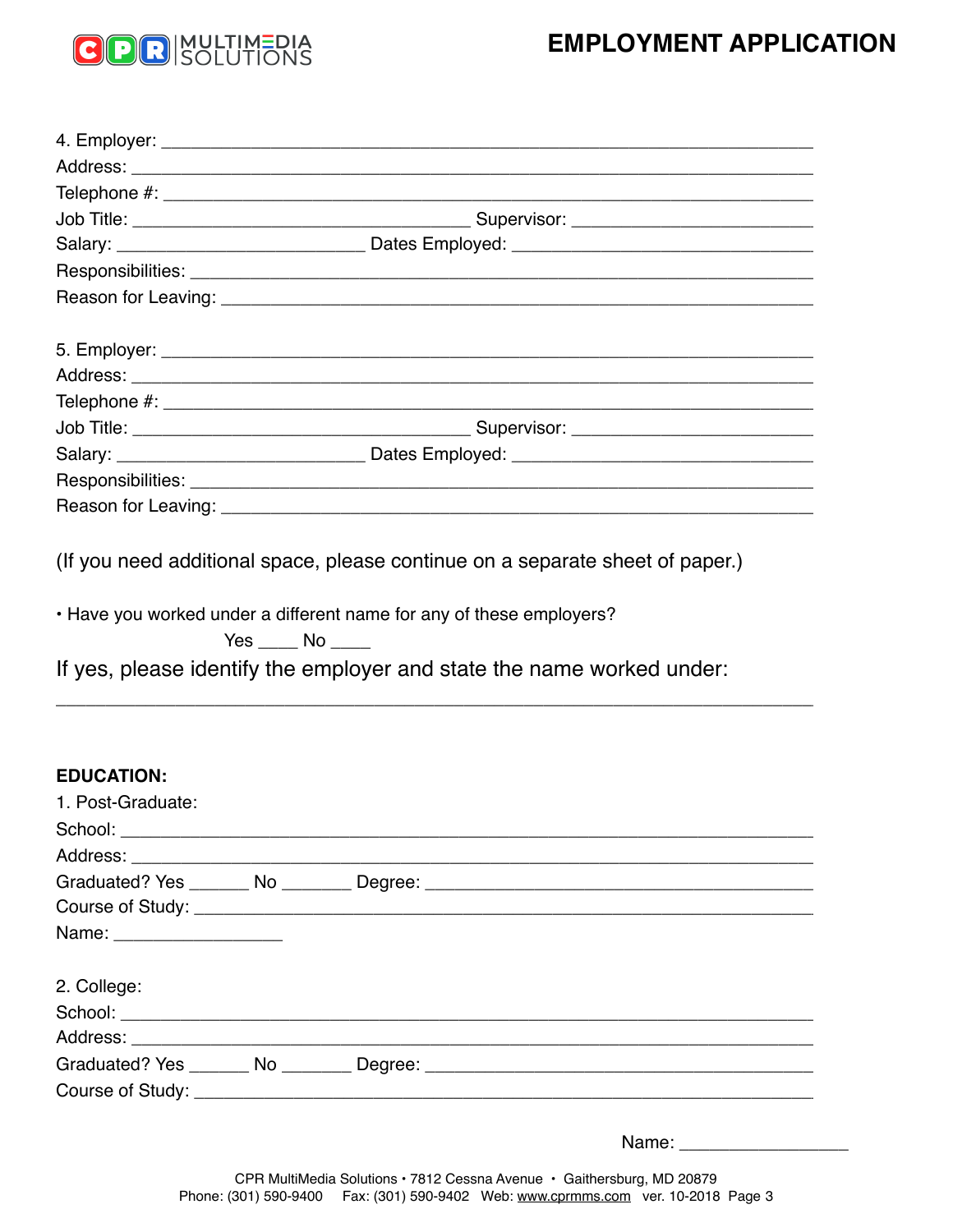4. Employer: ___________________________________________________________
Address: _____________________________________________________________
Telephone #: __________________________________________________________
Job Title: ________________________________ Supervisor: ____________________
Salary: _______________________ Dates Employed: ____________________________
Responsibilities: ______________________________________________________
Reason for Leaving: ____________________________________________________

5. Employer: ___________________________________________________________
Address: _____________________________________________________________
Telephone #: __________________________________________________________
Job Title: ________________________________ Supervisor: ____________________
Salary: _______________________ Dates Employed: ____________________________
Responsibilities: ______________________________________________________
Reason for Leaving: ____________________________________________________

(If you need additional space, please continue on a separate sheet of paper.)

• Have you worked under a different name for any of these employers?
Yes ____ No ____

If yes, please identify the employer and state the name worked under:

______________________________________________________________________

**EDUCATION:**

1. Post-Graduate:
School: ______________________________________________________________
Address: _____________________________________________________________
Graduated? Yes ______ No _______ Degree: ___________________________________
Course of Study: _______________________________________________________
Name: _________________

2. College:
School: ______________________________________________________________
Address: _____________________________________________________________
Graduated? Yes ______ No _______ Degree: ___________________________________
Course of Study: _______________________________________________________

Name: _________________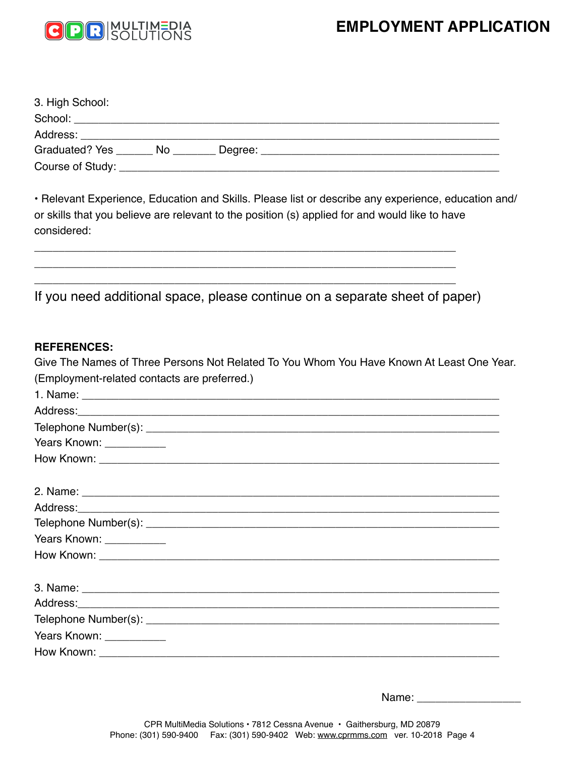3. High School:

School: ____________________________________________________________________

Address: ___________________________________________________________________

Graduated? Yes ______ No _______ Degree: ______________________________________

Course of Study: _____________________________________________________________

• Relevant Experience, Education and Skills. Please list or describe any experience, education and/or skills that you believe are relevant to the position (s) applied for and would like to have considered:

_____________________________________________________________________

_____________________________________________________________________

_____________________________________________________________________

If you need additional space, please continue on a separate sheet of paper)

**REFERENCES:**

Give The Names of Three Persons Not Related To You Whom You Have Known At Least One Year. (Employment-related contacts are preferred.)

1. Name: ___________________________________________________________________

Address:____________________________________________________________________

Telephone Number(s): _________________________________________________________

Years Known: __________

How Known: _________________________________________________________________

2. Name: ___________________________________________________________________

Address:____________________________________________________________________

Telephone Number(s): _________________________________________________________

Years Known: __________

How Known: _________________________________________________________________

3. Name: ___________________________________________________________________

Address:____________________________________________________________________

Telephone Number(s): _________________________________________________________

Years Known: __________

How Known: _________________________________________________________________

Name: _________________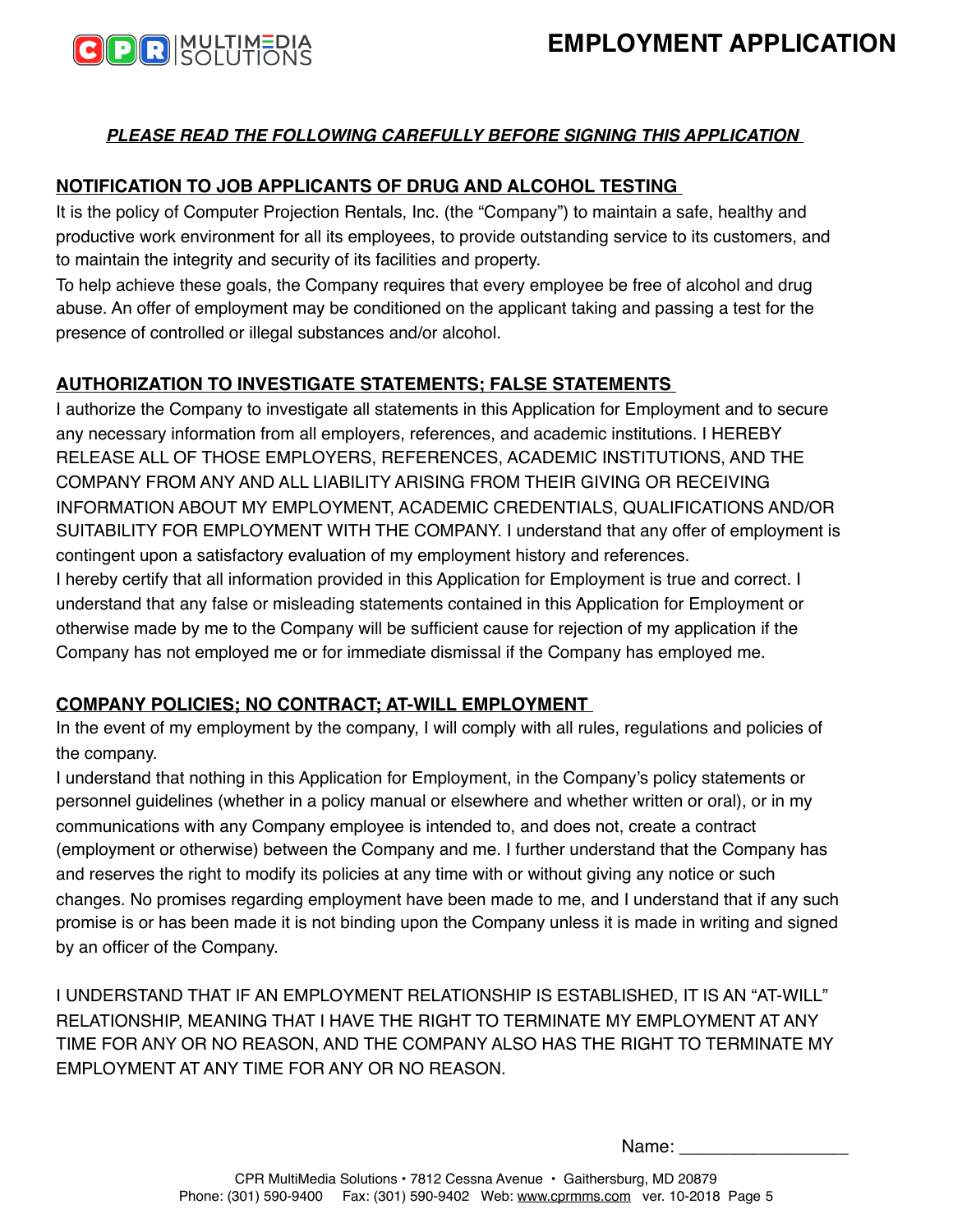# EMPLOYMENT APPLICATION

***PLEASE READ THE FOLLOWING CAREFULLY BEFORE SIGNING THIS APPLICATION***

**NOTIFICATION TO JOB APPLICANTS OF DRUG AND ALCOHOL TESTING**

It is the policy of Computer Projection Rentals, Inc. (the "Company") to maintain a safe, healthy and productive work environment for all its employees, to provide outstanding service to its customers, and to maintain the integrity and security of its facilities and property.

To help achieve these goals, the Company requires that every employee be free of alcohol and drug abuse. An offer of employment may be conditioned on the applicant taking and passing a test for the presence of controlled or illegal substances and/or alcohol.

**AUTHORIZATION TO INVESTIGATE STATEMENTS; FALSE STATEMENTS**

I authorize the Company to investigate all statements in this Application for Employment and to secure any necessary information from all employers, references, and academic institutions. I HEREBY RELEASE ALL OF THOSE EMPLOYERS, REFERENCES, ACADEMIC INSTITUTIONS, AND THE COMPANY FROM ANY AND ALL LIABILITY ARISING FROM THEIR GIVING OR RECEIVING INFORMATION ABOUT MY EMPLOYMENT, ACADEMIC CREDENTIALS, QUALIFICATIONS AND/OR SUITABILITY FOR EMPLOYMENT WITH THE COMPANY. I understand that any offer of employment is contingent upon a satisfactory evaluation of my employment history and references.

I hereby certify that all information provided in this Application for Employment is true and correct. I understand that any false or misleading statements contained in this Application for Employment or otherwise made by me to the Company will be sufficient cause for rejection of my application if the Company has not employed me or for immediate dismissal if the Company has employed me.

**COMPANY POLICIES; NO CONTRACT; AT-WILL EMPLOYMENT**

In the event of my employment by the company, I will comply with all rules, regulations and policies of the company.

I understand that nothing in this Application for Employment, in the Company's policy statements or personnel guidelines (whether in a policy manual or elsewhere and whether written or oral), or in my communications with any Company employee is intended to, and does not, create a contract (employment or otherwise) between the Company and me. I further understand that the Company has and reserves the right to modify its policies at any time with or without giving any notice or such changes. No promises regarding employment have been made to me, and I understand that if any such promise is or has been made it is not binding upon the Company unless it is made in writing and signed by an officer of the Company.

I UNDERSTAND THAT IF AN EMPLOYMENT RELATIONSHIP IS ESTABLISHED, IT IS AN "AT-WILL" RELATIONSHIP, MEANING THAT I HAVE THE RIGHT TO TERMINATE MY EMPLOYMENT AT ANY TIME FOR ANY OR NO REASON, AND THE COMPANY ALSO HAS THE RIGHT TO TERMINATE MY EMPLOYMENT AT ANY TIME FOR ANY OR NO REASON.

Name: __________________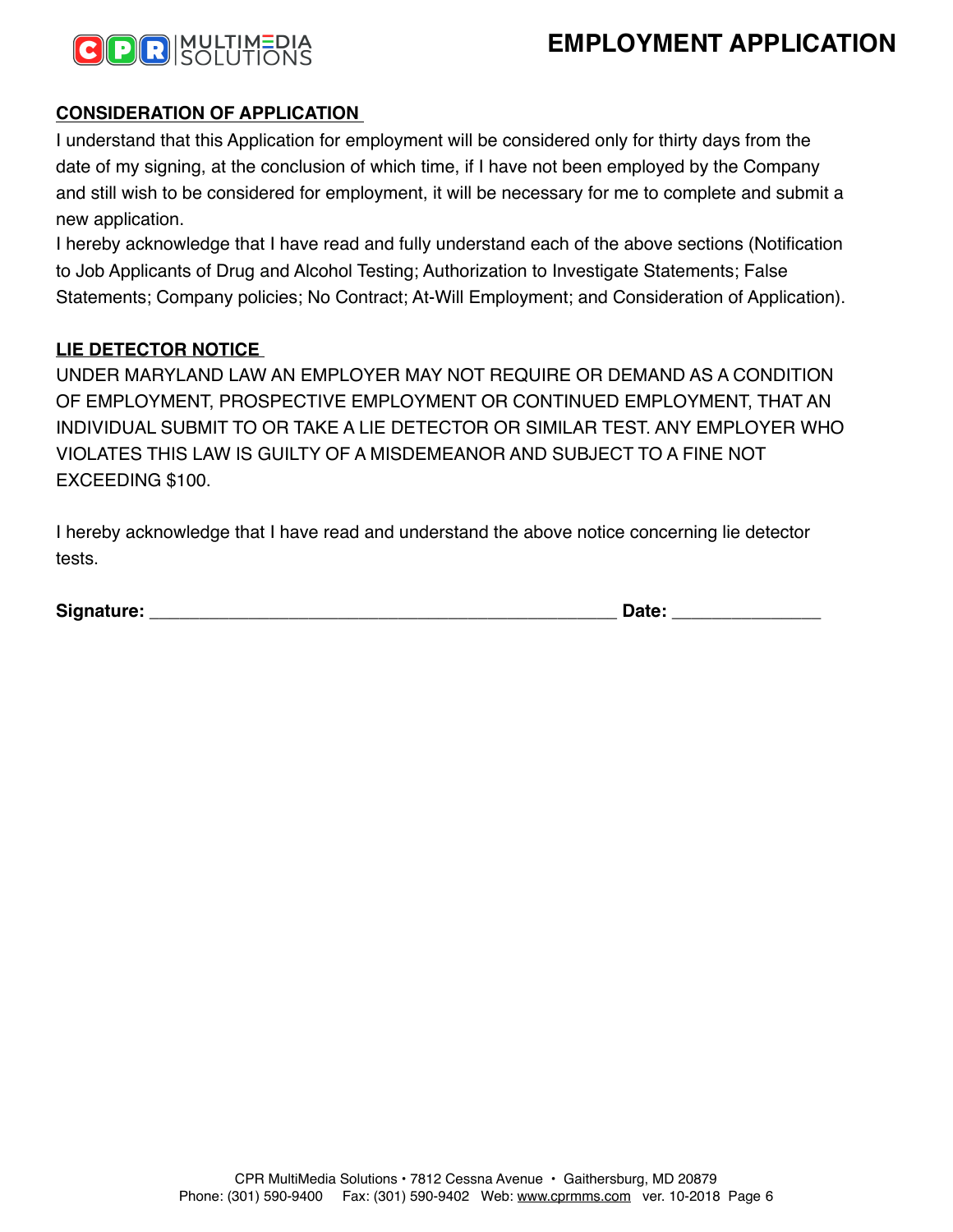# EMPLOYMENT APPLICATION

**CONSIDERATION OF APPLICATION**

I understand that this Application for employment will be considered only for thirty days from the date of my signing, at the conclusion of which time, if I have not been employed by the Company and still wish to be considered for employment, it will be necessary for me to complete and submit a new application.

I hereby acknowledge that I have read and fully understand each of the above sections (Notification to Job Applicants of Drug and Alcohol Testing; Authorization to Investigate Statements; False Statements; Company policies; No Contract; At-Will Employment; and Consideration of Application).

**LIE DETECTOR NOTICE**

UNDER MARYLAND LAW AN EMPLOYER MAY NOT REQUIRE OR DEMAND AS A CONDITION OF EMPLOYMENT, PROSPECTIVE EMPLOYMENT OR CONTINUED EMPLOYMENT, THAT AN INDIVIDUAL SUBMIT TO OR TAKE A LIE DETECTOR OR SIMILAR TEST. ANY EMPLOYER WHO VIOLATES THIS LAW IS GUILTY OF A MISDEMEANOR AND SUBJECT TO A FINE NOT EXCEEDING $100.

I hereby acknowledge that I have read and understand the above notice concerning lie detector tests.

**Signature:** _______________________________________________ **Date:** _______________

CPR MultiMedia Solutions • 7812 Cessna Avenue • Gaithersburg, MD 20879
Phone: (301) 590-9400 Fax: (301) 590-9402 Web: www.cprmms.com ver. 10-2018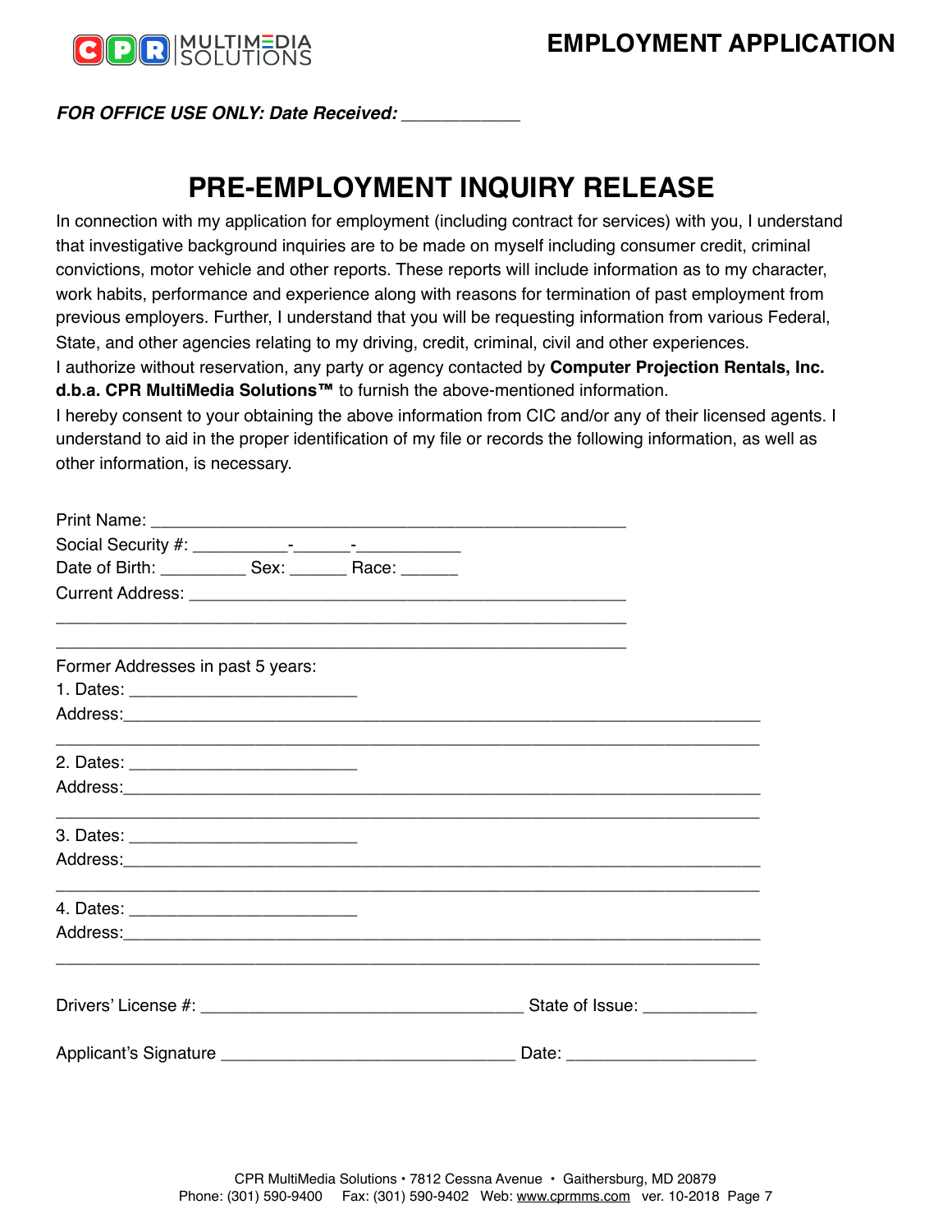**EMPLOYMENT APPLICATION**

***FOR OFFICE USE ONLY: Date Received:*** ____________

# PRE-EMPLOYMENT INQUIRY RELEASE

In connection with my application for employment (including contract for services) with you, I understand that investigative background inquiries are to be made on myself including consumer credit, criminal convictions, motor vehicle and other reports. These reports will include information as to my character, work habits, performance and experience along with reasons for termination of past employment from previous employers. Further, I understand that you will be requesting information from various Federal, State, and other agencies relating to my driving, credit, criminal, civil and other experiences.

I authorize without reservation, any party or agency contacted by **Computer Projection Rentals, Inc. d.b.a. CPR MultiMedia Solutions™** to furnish the above-mentioned information.

I hereby consent to your obtaining the above information from CIC and/or any of their licensed agents. I understand to aid in the proper identification of my file or records the following information, as well as other information, is necessary.

Print Name: ____________________________________________________

Social Security #: __________-______-___________

Date of Birth: _________ Sex: ______ Race: ______

Current Address: _______________________________________________

________________________________________________________________

________________________________________________________________

Former Addresses in past 5 years:

1. Dates: ________________________

Address:_________________________________________________________________

_________________________________________________________________________

2. Dates: ________________________

Address:_________________________________________________________________

_________________________________________________________________________

3. Dates: ________________________

Address:_________________________________________________________________

_________________________________________________________________________

4. Dates: ________________________

Address:_________________________________________________________________

_________________________________________________________________________

Drivers' License #: ___________________________________ State of Issue: ____________

Applicant's Signature ________________________________ Date: ____________________

CPR MultiMedia Solutions • 7812 Cessna Avenue • Gaithersburg, MD 20879
Phone: (301) 590-9400 Fax: (301) 590-9402 Web: www.cprmms.com ver. 10-2018